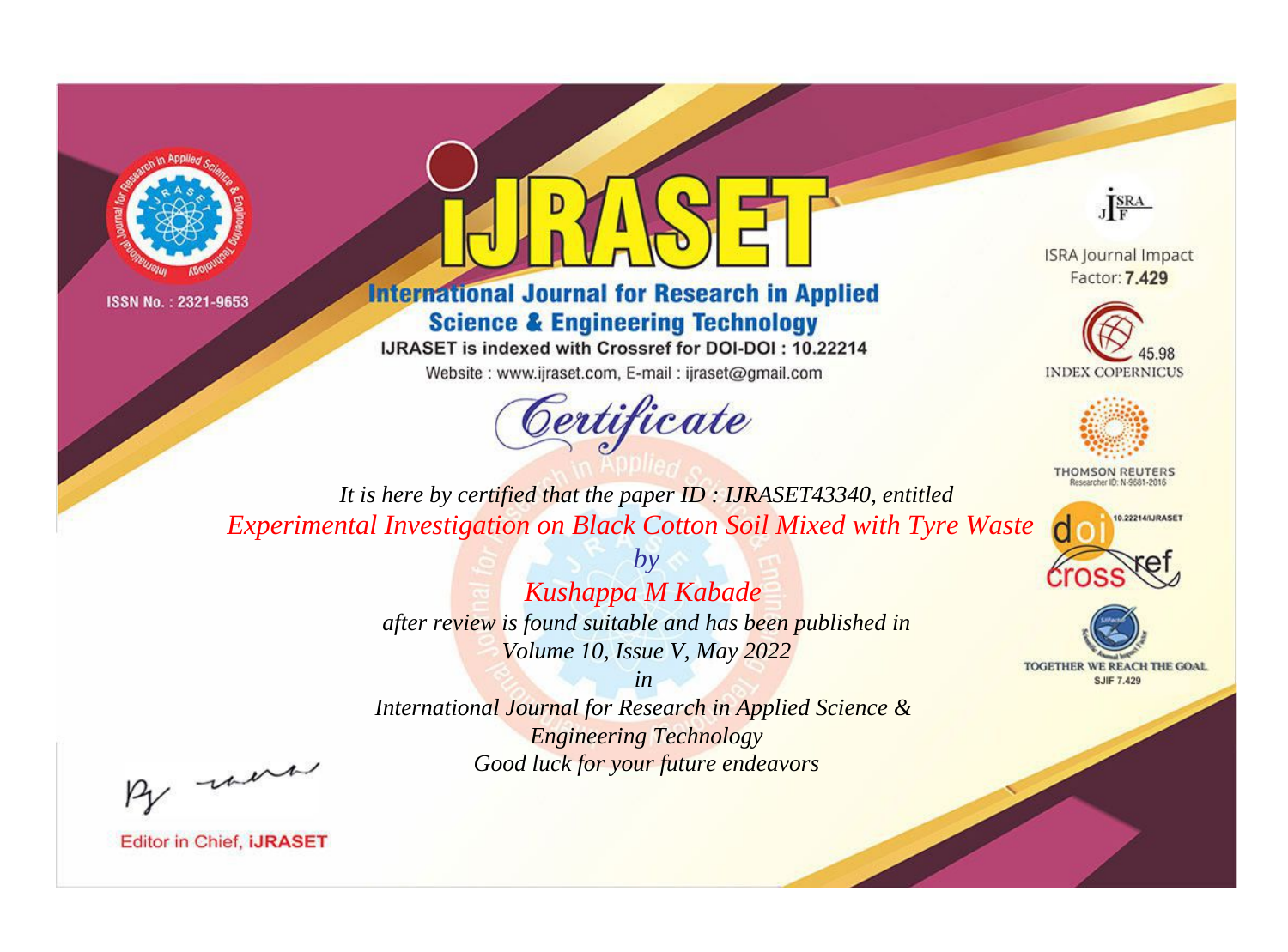ISSN No. : 2321-9653

# IJRASET

## International Journal for Research in Applied Science & Engineering Technology

IJRASET is indexed with Crossref for DOI-DOI : 10.22214

Website : www.ijraset.com, E-mail : ijraset@gmail.com

ISRA Journal Impact Factor: **7.429**

45.98 INDEX COPERNICUS

THOMSON REUTERS Researcher ID: N-9681-2016

10.22214/IJRASET

TOGETHER WE REACH THE GOAL SJIF 7.429

## *Certificate*

*It is here by certified that the paper ID : IJRASET43340, entitled*

*Experimental Investigation on Black Cotton Soil Mixed with Tyre Waste*

*by*

*Kushappa M Kabade*

*after review is found suitable and has been published in*

*Volume 10, Issue V, May 2022*

*in*

*International Journal for Research in Applied Science & Engineering Technology*

*Good luck for your future endeavors*

Editor in Chief, **iJRASET**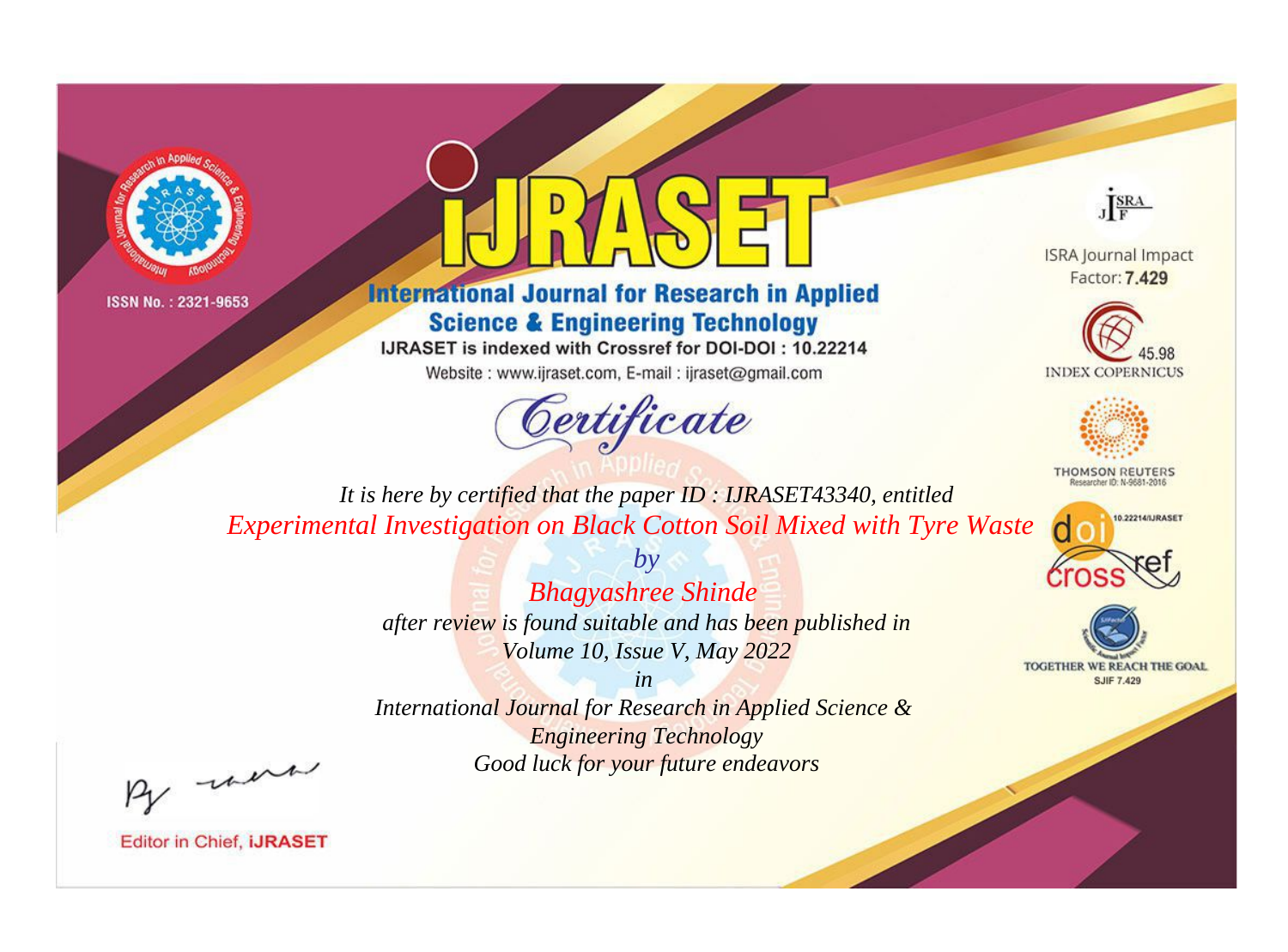ISSN No. : 2321-9653

# iJRASET

## International Journal for Research in Applied Science & Engineering Technology

IJRASET is indexed with Crossref for DOI-DOI : 10.22214

Website : www.ijraset.com, E-mail : ijraset@gmail.com

ISRA Journal Impact Factor: **7.429**

45.98 INDEX COPERNICUS

THOMSON REUTERS Researcher ID: N-9681-2016

10.22214/IJRASET

TOGETHER WE REACH THE GOAL SJIF 7.429

*Certificate*

*It is here by certified that the paper ID : IJRASET43340, entitled*

*Experimental Investigation on Black Cotton Soil Mixed with Tyre Waste*

*by*

*Bhagyashree Shinde*

*after review is found suitable and has been published in*

*Volume 10, Issue V, May 2022*

*in*

*International Journal for Research in Applied Science & Engineering Technology*

*Good luck for your future endeavors*

Editor in Chief, **iJRASET**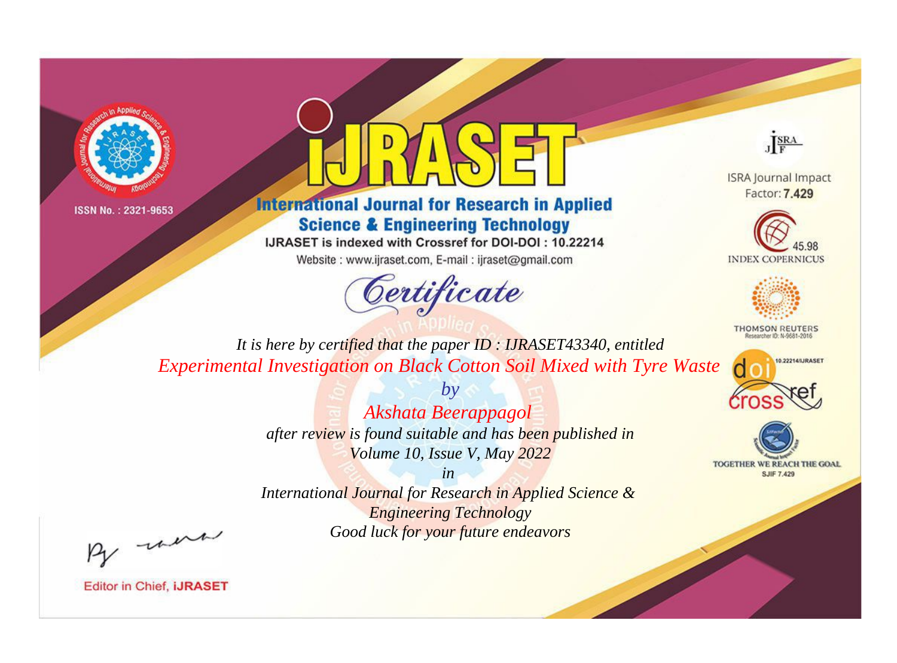ISSN No. : 2321-9653

# iJRASET

## International Journal for Research in Applied Science & Engineering Technology

IJRASET is indexed with Crossref for DOI-DOI : 10.22214

Website : www.ijraset.com, E-mail : ijraset@gmail.com

ISRA Journal Impact Factor: **7.429**

45.98 INDEX COPERNICUS

THOMSON REUTERS Researcher ID: N-9681-2016

10.22214/IJRASET

TOGETHER WE REACH THE GOAL SJIF 7.429

*Certificate*

*It is here by certified that the paper ID : IJRASET43340, entitled*

*Experimental Investigation on Black Cotton Soil Mixed with Tyre Waste*

*by*

*Akshata Beerappagol*

*after review is found suitable and has been published in*

*Volume 10, Issue V, May 2022*

*in*

*International Journal for Research in Applied Science & Engineering Technology*

*Good luck for your future endeavors*

Editor in Chief, **iJRASET**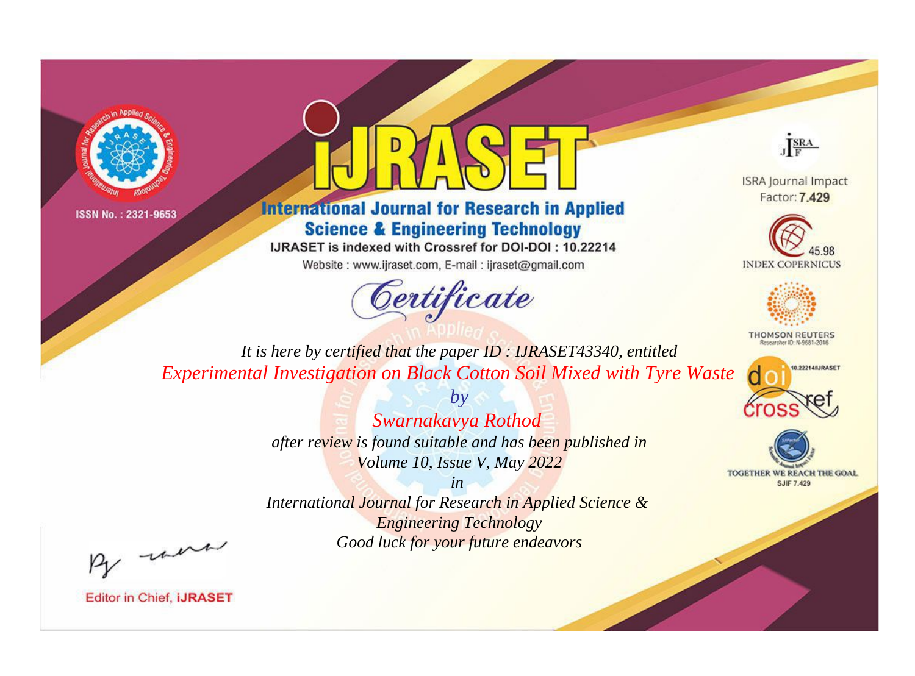ISSN No. : 2321-9653

# iJRASET

## International Journal for Research in Applied Science & Engineering Technology

IJRASET is indexed with Crossref for DOI-DOI : 10.22214

Website : www.ijraset.com, E-mail : ijraset@gmail.com

*Certificate*

ISRA Journal Impact Factor: **7.429**

45.98 INDEX COPERNICUS

THOMSON REUTERS Researcher ID: N-9681-2016

10.22214/IJRASET

TOGETHER WE REACH THE GOAL SJIF 7.429

*It is here by certified that the paper ID : IJRASET43340, entitled*

*Experimental Investigation on Black Cotton Soil Mixed with Tyre Waste*

*by*

*Swarnakavya Rothod*

*after review is found suitable and has been published in*

*Volume 10, Issue V, May 2022*

*in*

*International Journal for Research in Applied Science & Engineering Technology*

*Good luck for your future endeavors*

Editor in Chief, **iJRASET**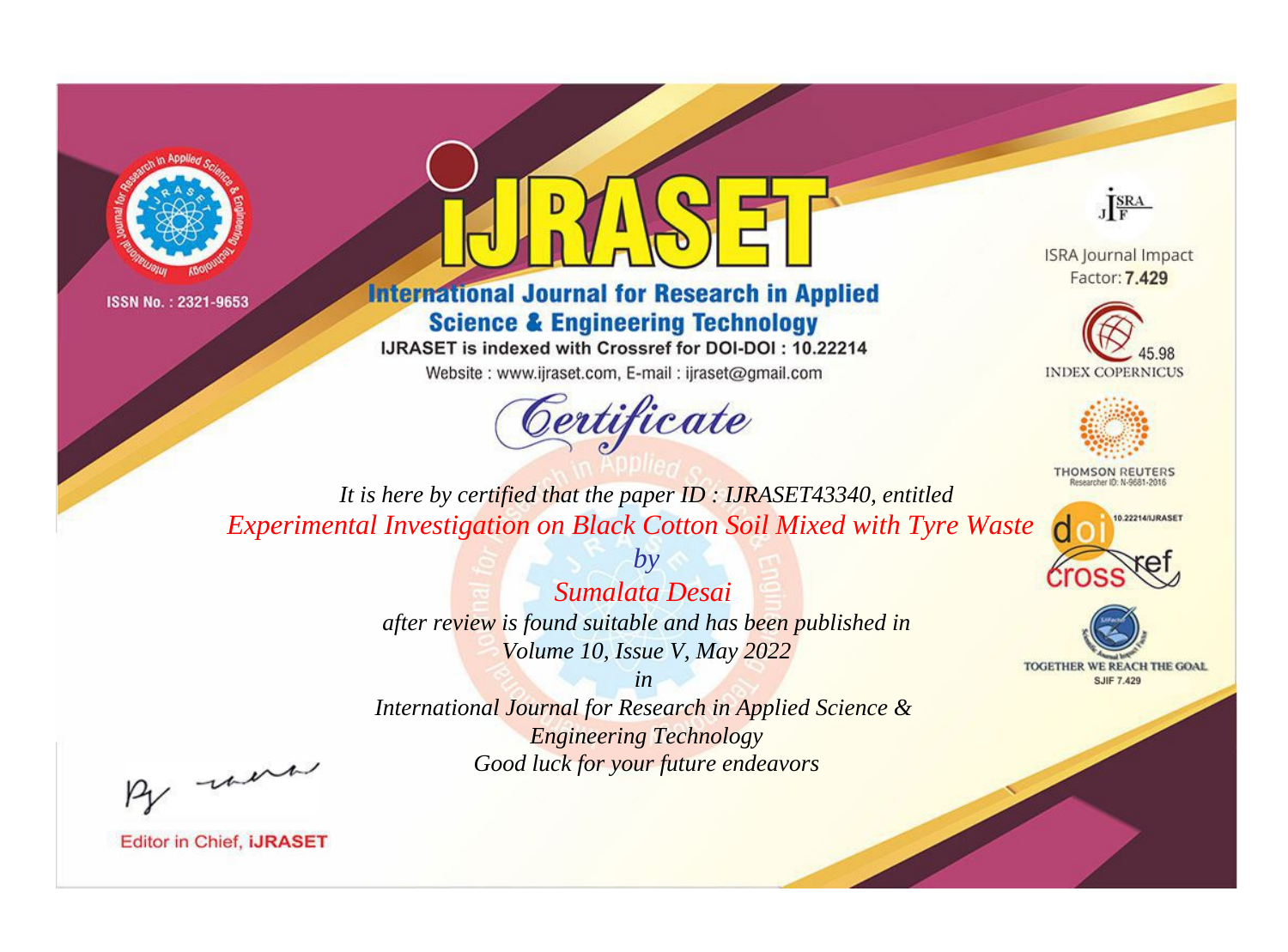ISSN No. : 2321-9653

# iJRASET

## International Journal for Research in Applied Science & Engineering Technology

IJRASET is indexed with Crossref for DOI-DOI : 10.22214

Website : www.ijraset.com, E-mail : ijraset@gmail.com

*Certificate*

ISRA Journal Impact Factor: **7.429**

45.98 INDEX COPERNICUS

THOMSON REUTERS Researcher ID: N-9681-2016

10.22214/IJRASET

TOGETHER WE REACH THE GOAL SJIF 7.429

*It is here by certified that the paper ID : IJRASET43340, entitled*

*Experimental Investigation on Black Cotton Soil Mixed with Tyre Waste*

*by*

*Sumalata Desai*

*after review is found suitable and has been published in*

*Volume 10, Issue V, May 2022*

*in*

*International Journal for Research in Applied Science & Engineering Technology*

*Good luck for your future endeavors*

Editor in Chief, **iJRASET**